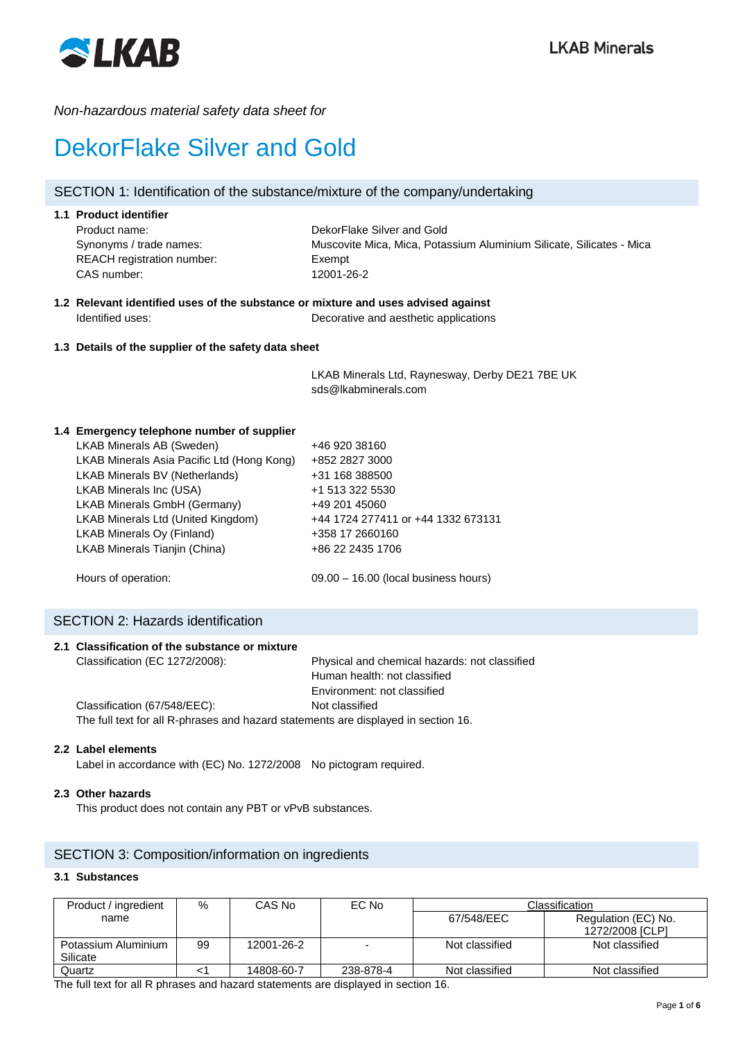*Non-hazardous material safety data sheet for*

# DekorFlake Silver and Gold

## SECTION 1: Identification of the substance/mixture of the company/undertaking

### 1.1 Product identifier

| | |
|---|---|
| Product name: | DekorFlake Silver and Gold |
| Synonyms / trade names: | Muscovite Mica, Mica, Potassium Aluminium Silicate, Silicates - Mica |
| REACH registration number: | Exempt |
| CAS number: | 12001-26-2 |

### 1.2 Relevant identified uses of the substance or mixture and uses advised against

| | |
|---|---|
| Identified uses: | Decorative and aesthetic applications |

### 1.3 Details of the supplier of the safety data sheet

LKAB Minerals Ltd, Raynesway, Derby DE21 7BE UK
sds@lkabminerals.com

### 1.4 Emergency telephone number of supplier

| | |
|---|---|
| LKAB Minerals AB (Sweden) | +46 920 38160 |
| LKAB Minerals Asia Pacific Ltd (Hong Kong) | +852 2827 3000 |
| LKAB Minerals BV (Netherlands) | +31 168 388500 |
| LKAB Minerals Inc (USA) | +1 513 322 5530 |
| LKAB Minerals GmbH (Germany) | +49 201 45060 |
| LKAB Minerals Ltd (United Kingdom) | +44 1724 277411 or +44 1332 673131 |
| LKAB Minerals Oy (Finland) | +358 17 2660160 |
| LKAB Minerals Tianjin (China) | +86 22 2435 1706 |
| Hours of operation: | 09.00 – 16.00 (local business hours) |

## SECTION 2: Hazards identification

### 2.1 Classification of the substance or mixture

| | |
|---|---|
| Classification (EC 1272/2008): | Physical and chemical hazards: not classified<br>Human health: not classified<br>Environment: not classified |
| Classification (67/548/EEC): | Not classified |

The full text for all R-phrases and hazard statements are displayed in section 16.

### 2.2 Label elements

Label in accordance with (EC) No. 1272/2008 No pictogram required.

### 2.3 Other hazards

This product does not contain any PBT or vPvB substances.

## SECTION 3: Composition/information on ingredients

### 3.1 Substances

| Product / ingredient name | % | CAS No | EC No | Classification | |
|---|---|---|---|---|---|
| | | | | 67/548/EEC | Regulation (EC) No. 1272/2008 [CLP] |
| Potassium Aluminium Silicate | 99 | 12001-26-2 | - | Not classified | Not classified |
| Quartz | <1 | 14808-60-7 | 238-878-4 | Not classified | Not classified |

The full text for all R phrases and hazard statements are displayed in section 16.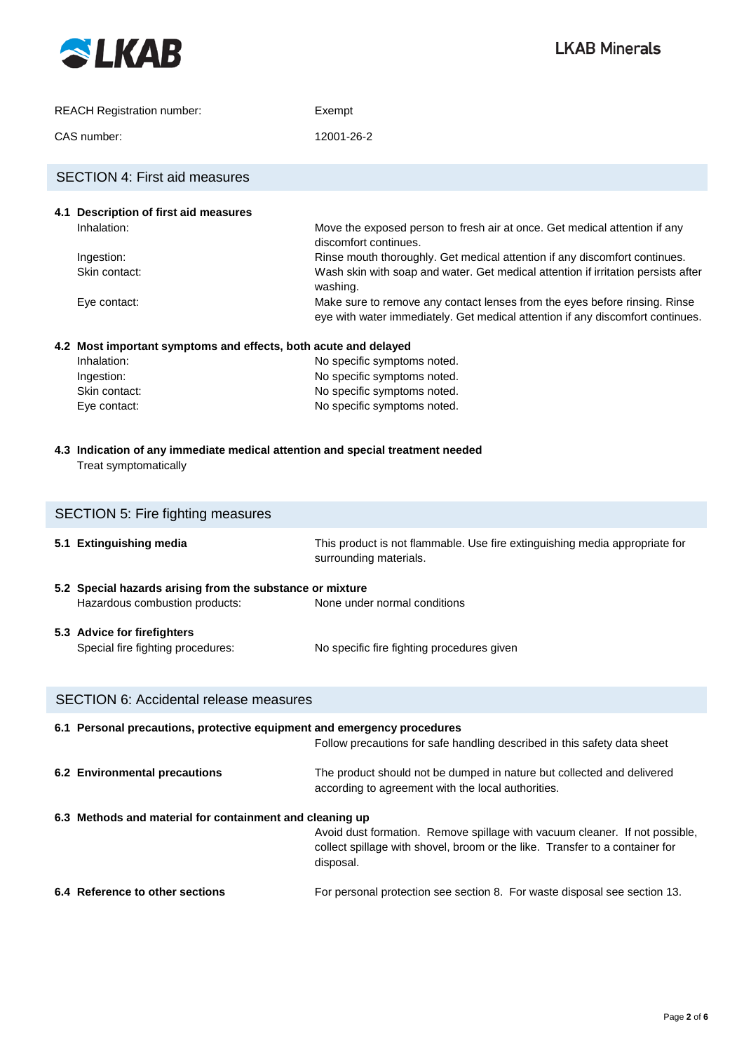REACH Registration number: Exempt

CAS number: 12001-26-2

## SECTION 4: First aid measures

### 4.1 Description of first aid measures

| | |
|---|---|
| Inhalation: | Move the exposed person to fresh air at once. Get medical attention if any discomfort continues. |
| Ingestion: | Rinse mouth thoroughly. Get medical attention if any discomfort continues. |
| Skin contact: | Wash skin with soap and water. Get medical attention if irritation persists after washing. |
| Eye contact: | Make sure to remove any contact lenses from the eyes before rinsing. Rinse eye with water immediately. Get medical attention if any discomfort continues. |

### 4.2 Most important symptoms and effects, both acute and delayed

| | |
|---|---|
| Inhalation: | No specific symptoms noted. |
| Ingestion: | No specific symptoms noted. |
| Skin contact: | No specific symptoms noted. |
| Eye contact: | No specific symptoms noted. |

### 4.3 Indication of any immediate medical attention and special treatment needed

Treat symptomatically

## SECTION 5: Fire fighting measures

**5.1 Extinguishing media**

This product is not flammable. Use fire extinguishing media appropriate for surrounding materials.

### 5.2 Special hazards arising from the substance or mixture

Hazardous combustion products: None under normal conditions

### 5.3 Advice for firefighters

Special fire fighting procedures: No specific fire fighting procedures given

## SECTION 6: Accidental release measures

### 6.1 Personal precautions, protective equipment and emergency procedures

Follow precautions for safe handling described in this safety data sheet

**6.2 Environmental precautions**

The product should not be dumped in nature but collected and delivered according to agreement with the local authorities.

### 6.3 Methods and material for containment and cleaning up

Avoid dust formation. Remove spillage with vacuum cleaner. If not possible, collect spillage with shovel, broom or the like. Transfer to a container for disposal.

**6.4 Reference to other sections**

For personal protection see section 8. For waste disposal see section 13.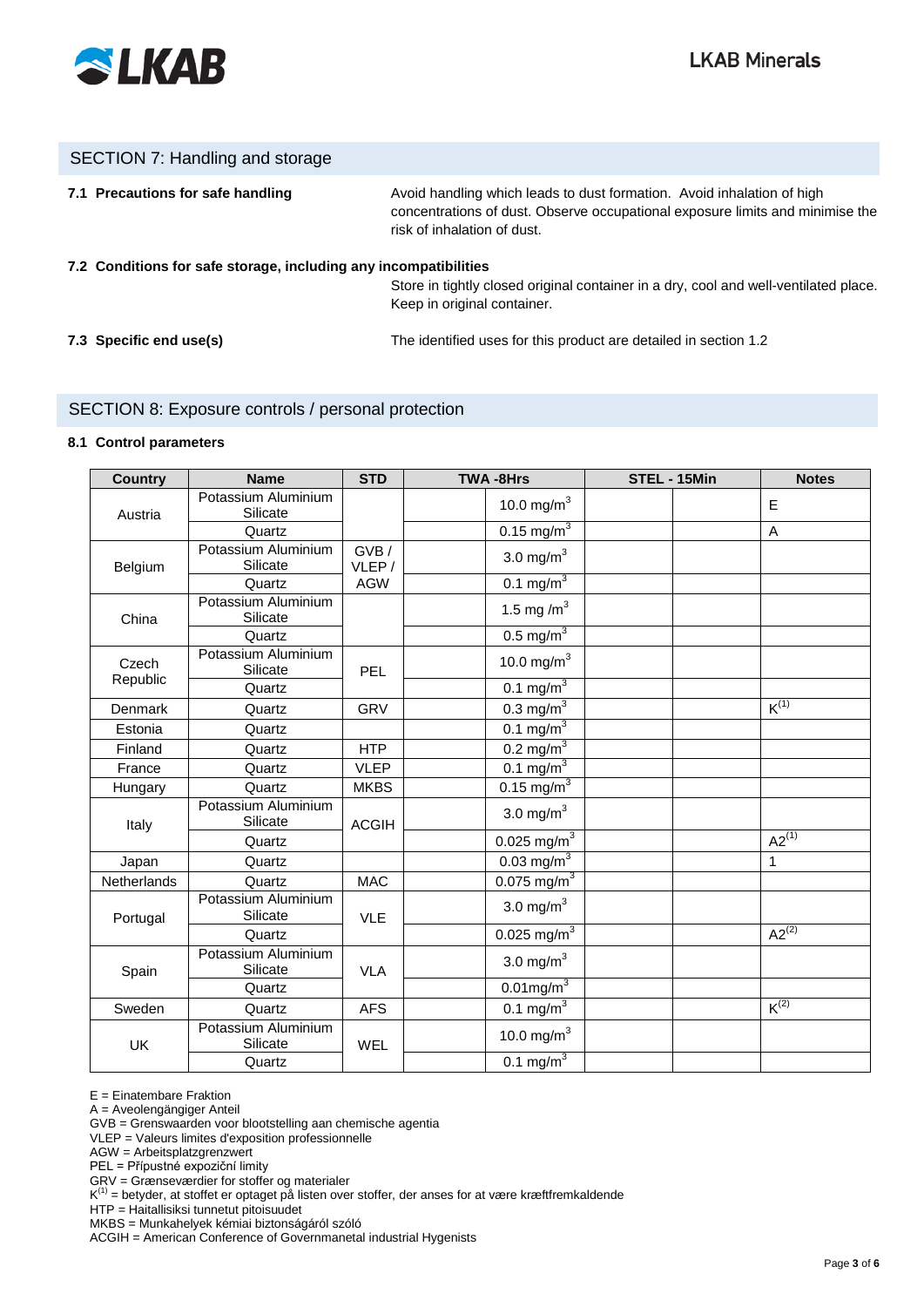## SECTION 7: Handling and storage

**7.1 Precautions for safe handling**

Avoid handling which leads to dust formation. Avoid inhalation of high concentrations of dust. Observe occupational exposure limits and minimise the risk of inhalation of dust.

**7.2 Conditions for safe storage, including any incompatibilities**

Store in tightly closed original container in a dry, cool and well-ventilated place. Keep in original container.

**7.3 Specific end use(s)**

The identified uses for this product are detailed in section 1.2

## SECTION 8: Exposure controls / personal protection

**8.1 Control parameters**

| Country | Name | STD | TWA -8Hrs | | STEL - 15Min | | Notes |
|---|---|---|---|---|---|---|---|
| Austria | Potassium Aluminium Silicate | | | 10.0 mg/m$^3$ | | | E |
| | Quartz | | | 0.15 mg/m$^3$ | | | A |
| Belgium | Potassium Aluminium Silicate | GVB / VLEP / AGW | | 3.0 mg/m$^3$ | | | |
| | Quartz | | | 0.1 mg/m$^3$ | | | |
| China | Potassium Aluminium Silicate | | | 1.5 mg /m$^3$ | | | |
| | Quartz | | | 0.5 mg/m$^3$ | | | |
| Czech Republic | Potassium Aluminium Silicate | PEL | | 10.0 mg/m$^3$ | | | |
| | Quartz | | | 0.1 mg/m$^3$ | | | |
| Denmark | Quartz | GRV | | 0.3 mg/m$^3$ | | | K(1) |
| Estonia | Quartz | | | 0.1 mg/m$^3$ | | | |
| Finland | Quartz | HTP | | 0.2 mg/m$^3$ | | | |
| France | Quartz | VLEP | | 0.1 mg/m$^3$ | | | |
| Hungary | Quartz | MKBS | | 0.15 mg/m$^3$ | | | |
| Italy | Potassium Aluminium Silicate | ACGIH | | 3.0 mg/m$^3$ | | | |
| | Quartz | | | 0.025 mg/m$^3$ | | | A2(1) |
| Japan | Quartz | | | 0.03 mg/m$^3$ | | | 1 |
| Netherlands | Quartz | MAC | | 0.075 mg/m$^3$ | | | |
| Portugal | Potassium Aluminium Silicate | VLE | | 3.0 mg/m$^3$ | | | |
| | Quartz | | | 0.025 mg/m$^3$ | | | A2(2) |
| Spain | Potassium Aluminium Silicate | VLA | | 3.0 mg/m$^3$ | | | |
| | Quartz | | | 0.01mg/m$^3$ | | | |
| Sweden | Quartz | AFS | | 0.1 mg/m$^3$ | | | K(2) |
| UK | Potassium Aluminium Silicate | WEL | | 10.0 mg/m$^3$ | | | |
| | Quartz | | | 0.1 mg/m$^3$ | | | |

E = Einatembare Fraktion
A = Aveolengängiger Anteil
GVB = Grenswaarden voor blootstelling aan chemische agentia
VLEP = Valeurs limites d'exposition professionnelle
AGW = Arbeitsplatzgrenzwert
PEL = Přípustné expoziční limity
GRV = Grænseværdier for stoffer og materialer
K(1) = betyder, at stoffet er optaget på listen over stoffer, der anses for at være kræftfremkaldende
HTP = Haitallisiksi tunnetut pitoisuudet
MKBS = Munkahelyek kémiai biztonságáról szóló
ACGIH = American Conference of Governmanetal industrial Hygenists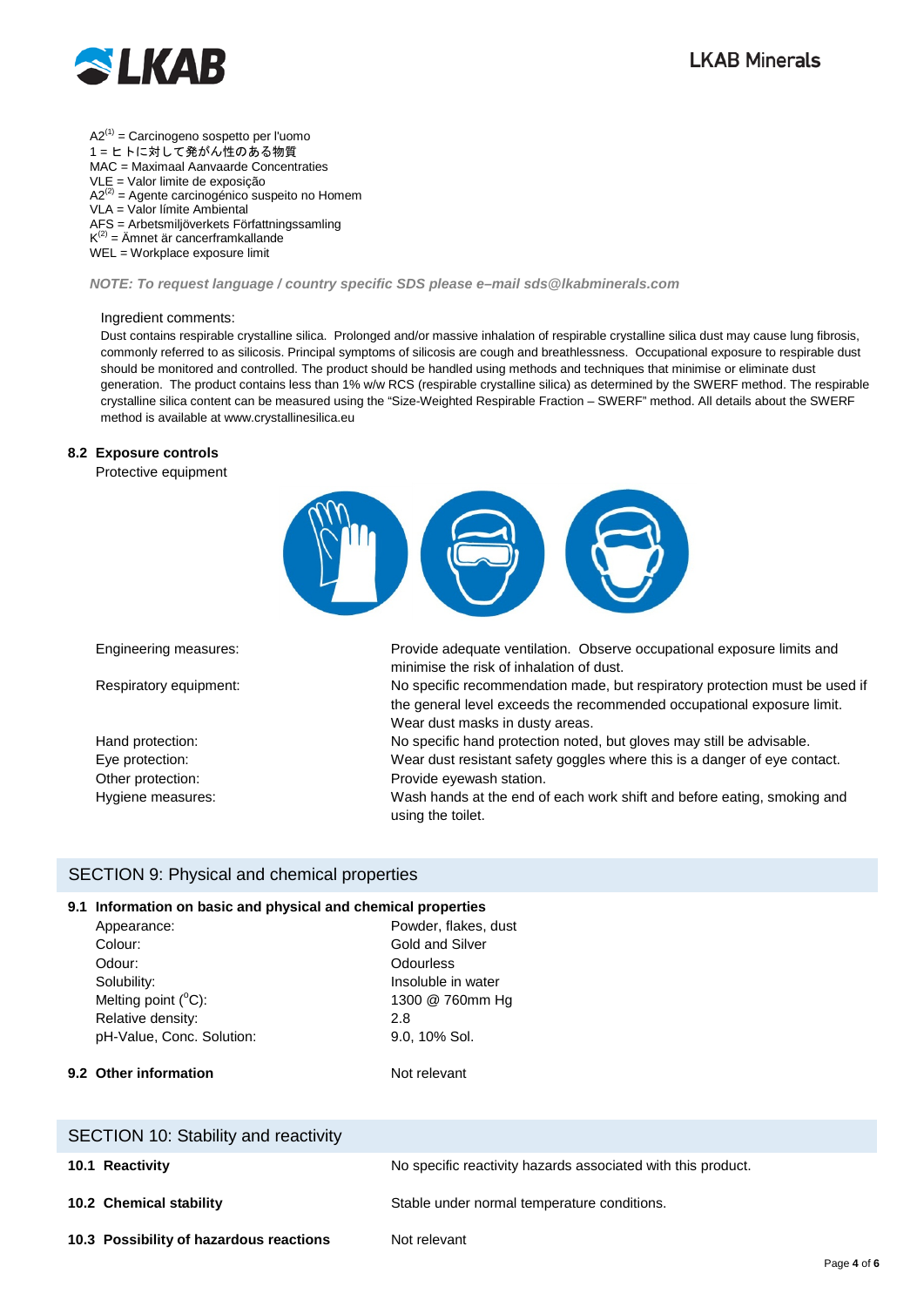A2[1] = Carcinogeno sospetto per l'uomo
1 = ヒトに対して発がん性のある物質
MAC = Maximaal Aanvaarde Concentraties
VLE = Valor limite de exposição
A2[2] = Agente carcinogénico suspeito no Homem
VLA = Valor límite Ambiental
AFS = Arbetsmiljöverkets Författningssamling
K[2] = Ämnet är cancerframkallande
WEL = Workplace exposure limit

***NOTE: To request language / country specific SDS please e–mail sds@lkabminerals.com***

Ingredient comments:

Dust contains respirable crystalline silica. Prolonged and/or massive inhalation of respirable crystalline silica dust may cause lung fibrosis, commonly referred to as silicosis. Principal symptoms of silicosis are cough and breathlessness. Occupational exposure to respirable dust should be monitored and controlled. The product should be handled using methods and techniques that minimise or eliminate dust generation. The product contains less than 1% w/w RCS (respirable crystalline silica) as determined by the SWERF method. The respirable crystalline silica content can be measured using the "Size-Weighted Respirable Fraction – SWERF" method. All details about the SWERF method is available at www.crystallinesilica.eu

### 8.2 Exposure controls

Protective equipment

| | |
|---|---|
| Engineering measures: | Provide adequate ventilation. Observe occupational exposure limits and minimise the risk of inhalation of dust. |
| Respiratory equipment: | No specific recommendation made, but respiratory protection must be used if the general level exceeds the recommended occupational exposure limit. Wear dust masks in dusty areas. |
| Hand protection: | No specific hand protection noted, but gloves may still be advisable. |
| Eye protection: | Wear dust resistant safety goggles where this is a danger of eye contact. |
| Other protection: | Provide eyewash station. |
| Hygiene measures: | Wash hands at the end of each work shift and before eating, smoking and using the toilet. |

## SECTION 9: Physical and chemical properties

### 9.1 Information on basic and physical and chemical properties

| | |
|---|---|
| Appearance: | Powder, flakes, dust |
| Colour: | Gold and Silver |
| Odour: | Odourless |
| Solubility: | Insoluble in water |
| Melting point (°C): | 1300 @ 760mm Hg |
| Relative density: | 2.8 |
| pH-Value, Conc. Solution: | 9.0, 10% Sol. |

**9.2 Other information** — Not relevant

## SECTION 10: Stability and reactivity

| | |
|---|---|
| **10.1 Reactivity** | No specific reactivity hazards associated with this product. |
| **10.2 Chemical stability** | Stable under normal temperature conditions. |
| **10.3 Possibility of hazardous reactions** | Not relevant |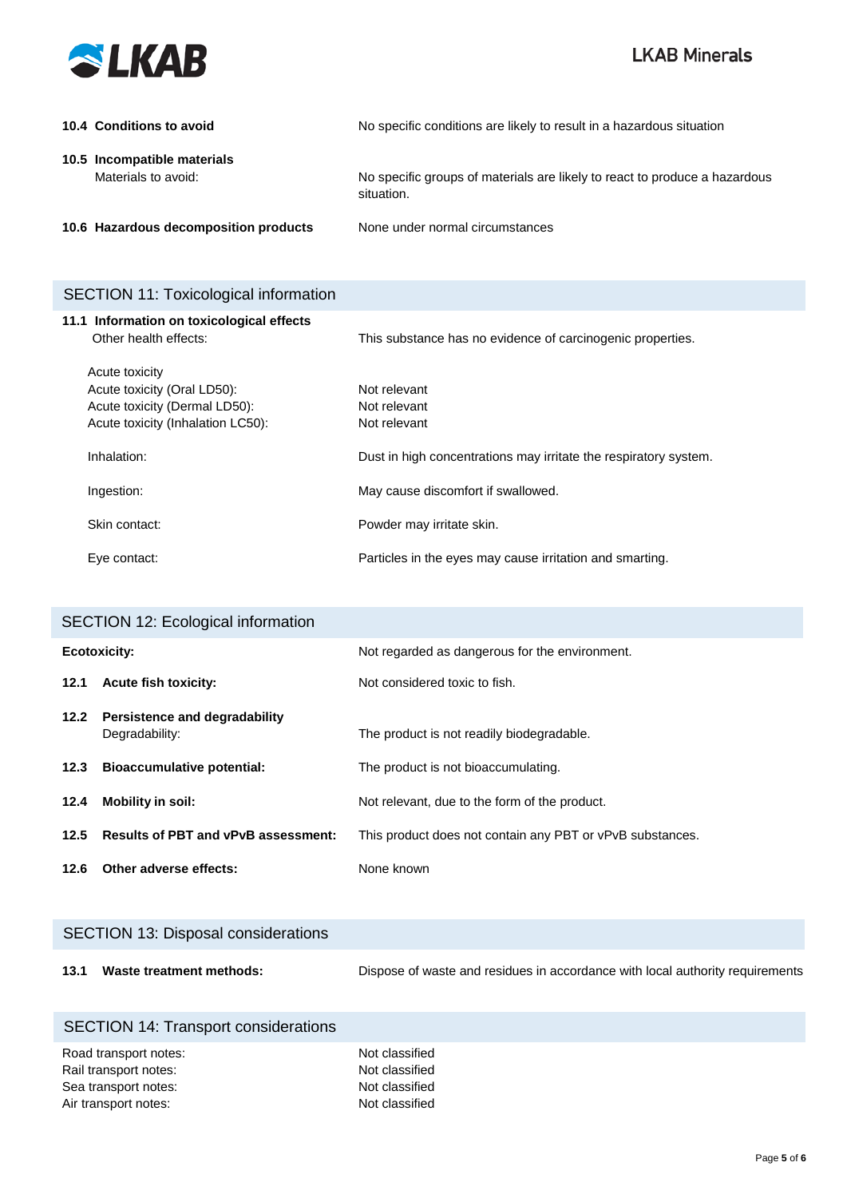**10.4 Conditions to avoid** No specific conditions are likely to result in a hazardous situation

**10.5 Incompatible materials**

Materials to avoid: No specific groups of materials are likely to react to produce a hazardous situation.

**10.6 Hazardous decomposition products** None under normal circumstances

## SECTION 11: Toxicological information

**11.1 Information on toxicological effects**

Other health effects: This substance has no evidence of carcinogenic properties.

Acute toxicity

| | |
|---|---|
| Acute toxicity (Oral LD50): | Not relevant |
| Acute toxicity (Dermal LD50): | Not relevant |
| Acute toxicity (Inhalation LC50): | Not relevant |

Inhalation: Dust in high concentrations may irritate the respiratory system.

Ingestion: May cause discomfort if swallowed.

Skin contact: Powder may irritate skin.

Eye contact: Particles in the eyes may cause irritation and smarting.

## SECTION 12: Ecological information

**Ecotoxicity:** Not regarded as dangerous for the environment.

**12.1 Acute fish toxicity:** Not considered toxic to fish.

**12.2 Persistence and degradability**

Degradability: The product is not readily biodegradable.

**12.3 Bioaccumulative potential:** The product is not bioaccumulating.

**12.4 Mobility in soil:** Not relevant, due to the form of the product.

**12.5 Results of PBT and vPvB assessment:** This product does not contain any PBT or vPvB substances.

**12.6 Other adverse effects:** None known

## SECTION 13: Disposal considerations

**13.1 Waste treatment methods:** Dispose of waste and residues in accordance with local authority requirements

## SECTION 14: Transport considerations

| | |
|---|---|
| Road transport notes: | Not classified |
| Rail transport notes: | Not classified |
| Sea transport notes: | Not classified |
| Air transport notes: | Not classified |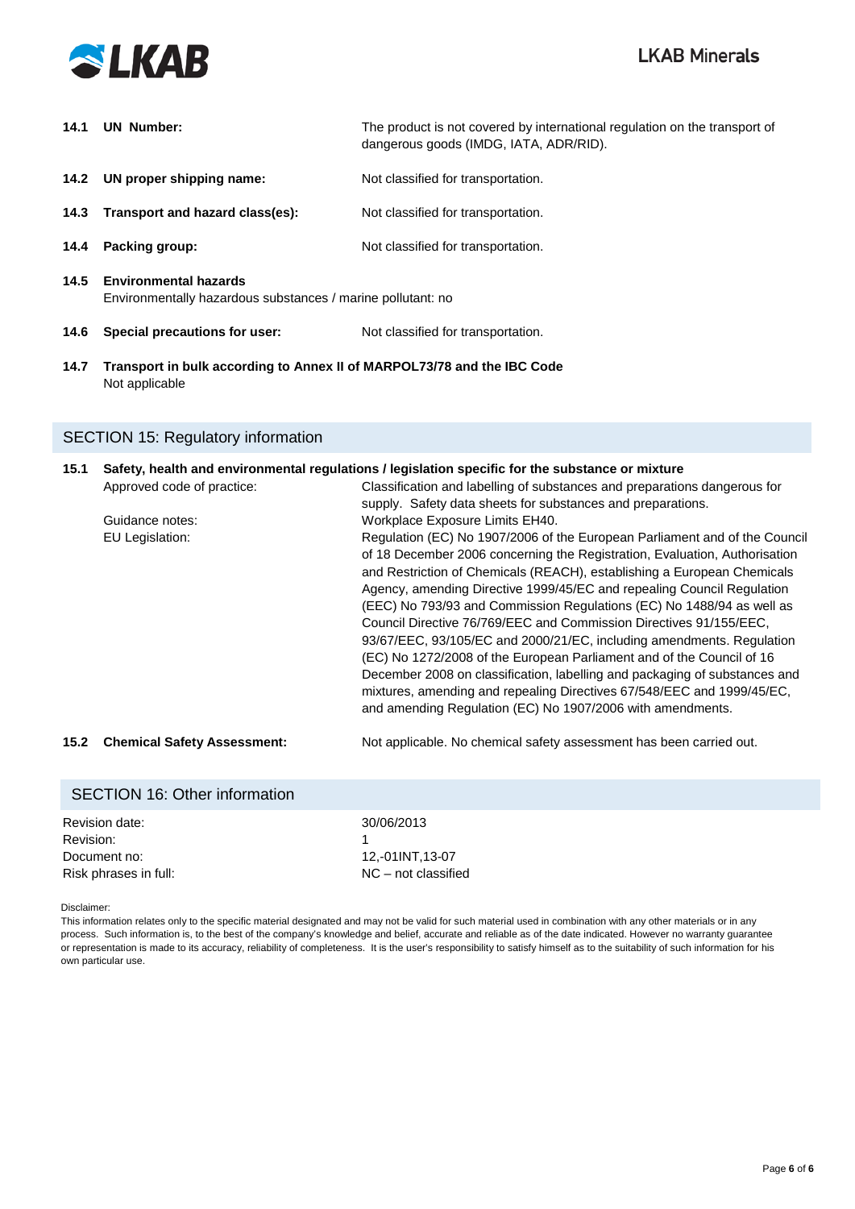**14.1 UN Number:** The product is not covered by international regulation on the transport of dangerous goods (IMDG, IATA, ADR/RID).

**14.2 UN proper shipping name:** Not classified for transportation.

**14.3 Transport and hazard class(es):** Not classified for transportation.

**14.4 Packing group:** Not classified for transportation.

**14.5 Environmental hazards**
Environmentally hazardous substances / marine pollutant: no

**14.6 Special precautions for user:** Not classified for transportation.

**14.7 Transport in bulk according to Annex II of MARPOL73/78 and the IBC Code**
Not applicable

## SECTION 15: Regulatory information

**15.1 Safety, health and environmental regulations / legislation specific for the substance or mixture**

| | |
|---|---|
| Approved code of practice: | Classification and labelling of substances and preparations dangerous for supply. Safety data sheets for substances and preparations. |
| Guidance notes: | Workplace Exposure Limits EH40. |
| EU Legislation: | Regulation (EC) No 1907/2006 of the European Parliament and of the Council of 18 December 2006 concerning the Registration, Evaluation, Authorisation and Restriction of Chemicals (REACH), establishing a European Chemicals Agency, amending Directive 1999/45/EC and repealing Council Regulation (EEC) No 793/93 and Commission Regulations (EC) No 1488/94 as well as Council Directive 76/769/EEC and Commission Directives 91/155/EEC, 93/67/EEC, 93/105/EC and 2000/21/EC, including amendments. Regulation (EC) No 1272/2008 of the European Parliament and of the Council of 16 December 2008 on classification, labelling and packaging of substances and mixtures, amending and repealing Directives 67/548/EEC and 1999/45/EC, and amending Regulation (EC) No 1907/2006 with amendments. |

**15.2 Chemical Safety Assessment:** Not applicable. No chemical safety assessment has been carried out.

## SECTION 16: Other information

| | |
|---|---|
| Revision date: | 30/06/2013 |
| Revision: | 1 |
| Document no: | 12,-01INT,13-07 |
| Risk phrases in full: | NC – not classified |

Disclaimer:
This information relates only to the specific material designated and may not be valid for such material used in combination with any other materials or in any process. Such information is, to the best of the company's knowledge and belief, accurate and reliable as of the date indicated. However no warranty guarantee or representation is made to its accuracy, reliability of completeness. It is the user's responsibility to satisfy himself as to the suitability of such information for his own particular use.